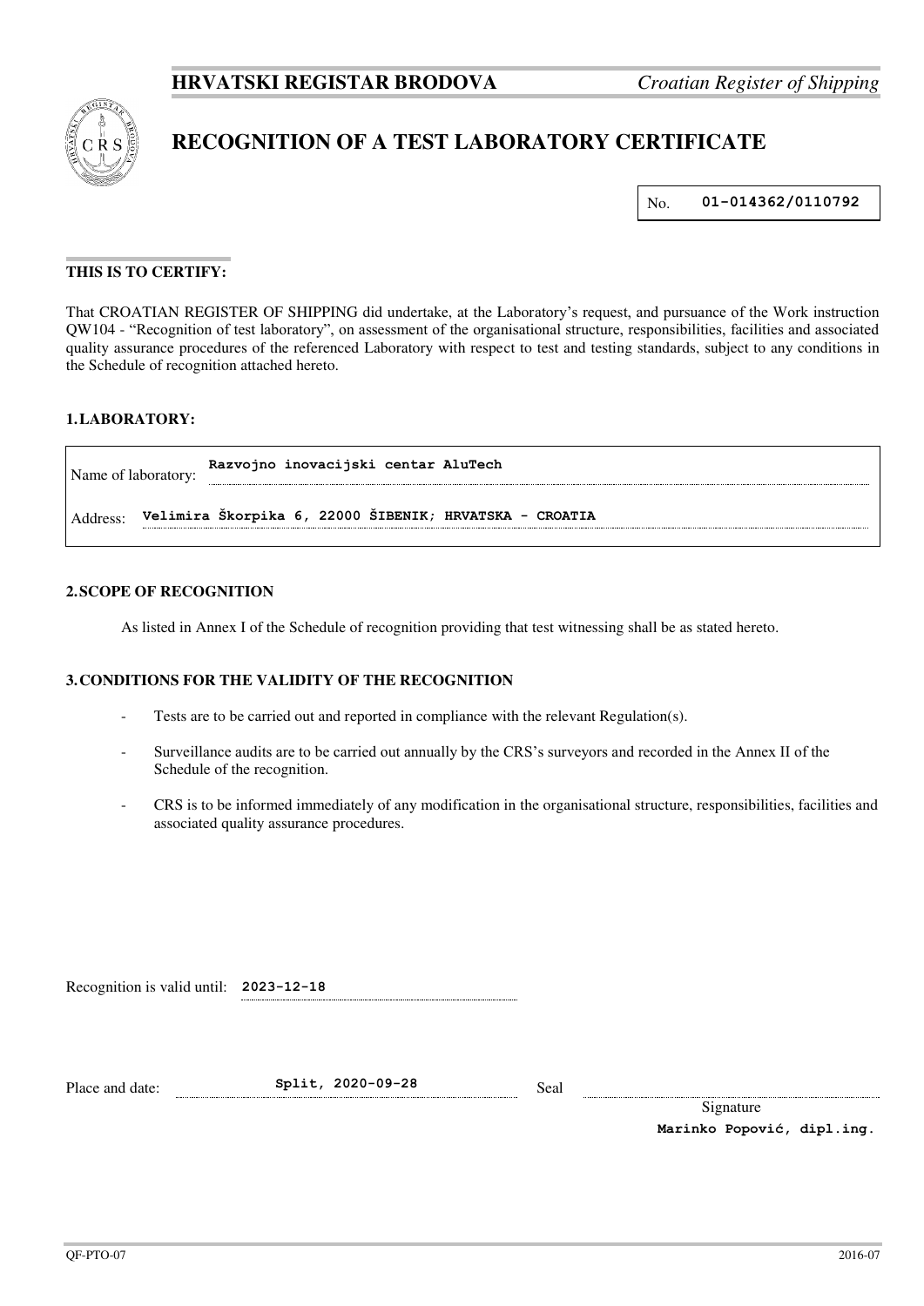**HRVATSKI REGISTAR BRODOVA** *Croatian Register of Shipping*

# RECOGNITION OF A TEST LABORATORY CERTIFICATE

No. **01-014362/0110792**

**THIS IS TO CERTIFY:**

That CROATIAN REGISTER OF SHIPPING did undertake, at the Laboratory's request, and pursuance of the Work instruction QW104 - "Recognition of test laboratory", on assessment of the organisational structure, responsibilities, facilities and associated quality assurance procedures of the referenced Laboratory with respect to test and testing standards, subject to any conditions in the Schedule of recognition attached hereto.

## 1. LABORATORY:

Name of laboratory: **Razvojno inovacijski centar AluTech**

Address: **Velimira Škorpika 6, 22000 ŠIBENIK; HRVATSKA - CROATIA**

## 2. SCOPE OF RECOGNITION

As listed in Annex I of the Schedule of recognition providing that test witnessing shall be as stated hereto.

## 3. CONDITIONS FOR THE VALIDITY OF THE RECOGNITION

- Tests are to be carried out and reported in compliance with the relevant Regulation(s).
- Surveillance audits are to be carried out annually by the CRS's surveyors and recorded in the Annex II of the Schedule of the recognition.
- CRS is to be informed immediately of any modification in the organisational structure, responsibilities, facilities and associated quality assurance procedures.

Recognition is valid until: **2023-12-18**

Place and date: **Split, 2020-09-28**

Seal

Signature

**Marinko Popović, dipl.ing.**

QF-PTO-07 2016-07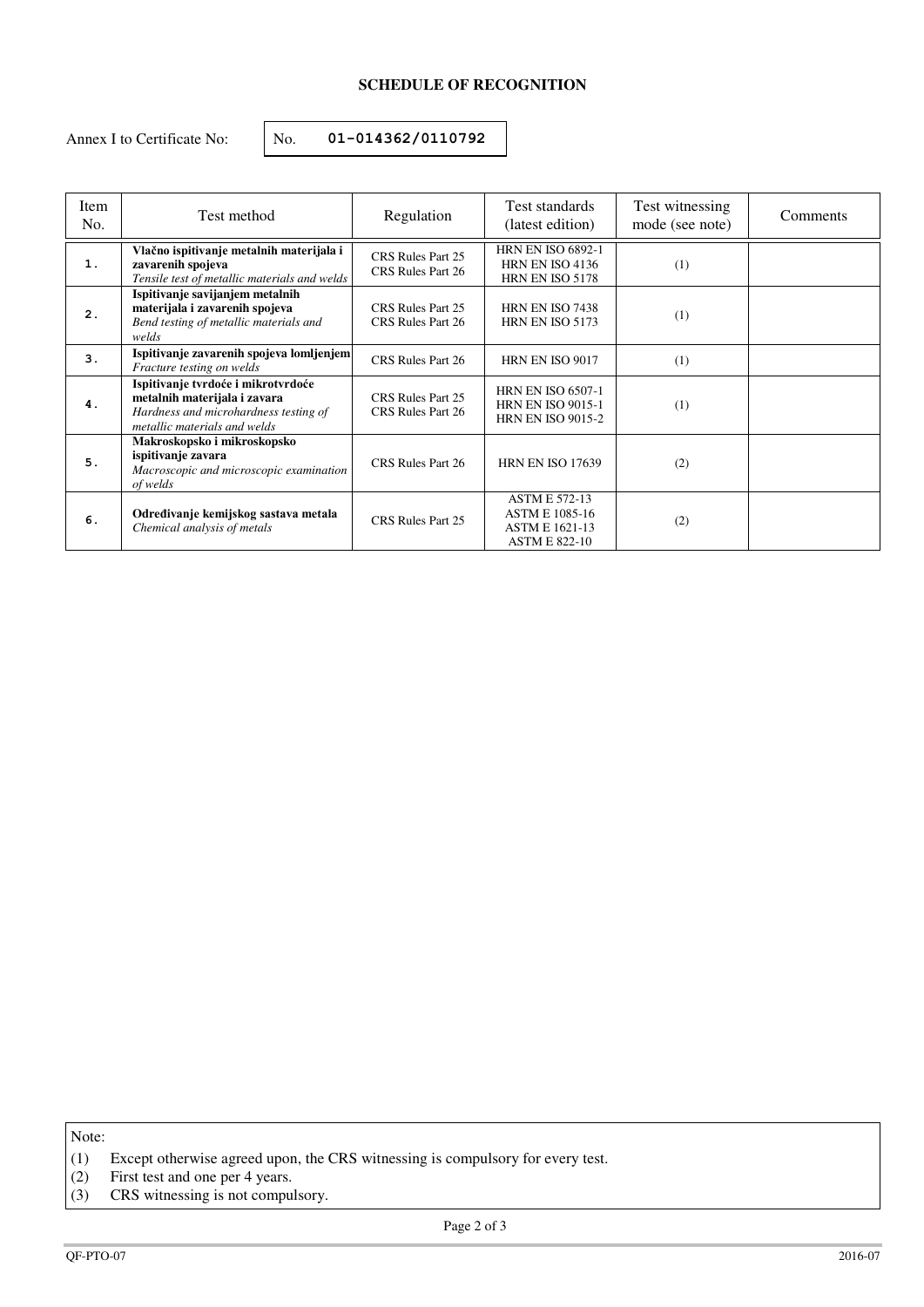**SCHEDULE OF RECOGNITION**

Annex I to Certificate No: No. **01-014362/0110792**

| Item No. | Test method | Regulation | Test standards (latest edition) | Test witnessing mode (see note) | Comments |
|---|---|---|---|---|---|
| 1. | **Vlačno ispitivanje metalnih materijala i zavarenih spojeva** *Tensile test of metallic materials and welds* | CRS Rules Part 25 CRS Rules Part 26 | HRN EN ISO 6892-1 HRN EN ISO 4136 HRN EN ISO 5178 | (1) | |
| 2. | **Ispitivanje savijanjem metalnih materijala i zavarenih spojeva** *Bend testing of metallic materials and welds* | CRS Rules Part 25 CRS Rules Part 26 | HRN EN ISO 7438 HRN EN ISO 5173 | (1) | |
| 3. | **Ispitivanje zavarenih spojeva lomljenjem** *Fracture testing on welds* | CRS Rules Part 26 | HRN EN ISO 9017 | (1) | |
| 4. | **Ispitivanje tvrdoće i mikrotvrdoće metalnih materijala i zavara** *Hardness and microhardness testing of metallic materials and welds* | CRS Rules Part 25 CRS Rules Part 26 | HRN EN ISO 6507-1 HRN EN ISO 9015-1 HRN EN ISO 9015-2 | (1) | |
| 5. | **Makroskopsko i mikroskopsko ispitivanje zavara** *Macroscopic and microscopic examination of welds* | CRS Rules Part 26 | HRN EN ISO 17639 | (2) | |
| 6. | **Određivanje kemijskog sastava metala** *Chemical analysis of metals* | CRS Rules Part 25 | ASTM E 572-13 ASTM E 1085-16 ASTM E 1621-13 ASTM E 822-10 | (2) | |

Note:

(1) Except otherwise agreed upon, the CRS witnessing is compulsory for every test.
(2) First test and one per 4 years.
(3) CRS witnessing is not compulsory.

QF-PTO-07 2016-07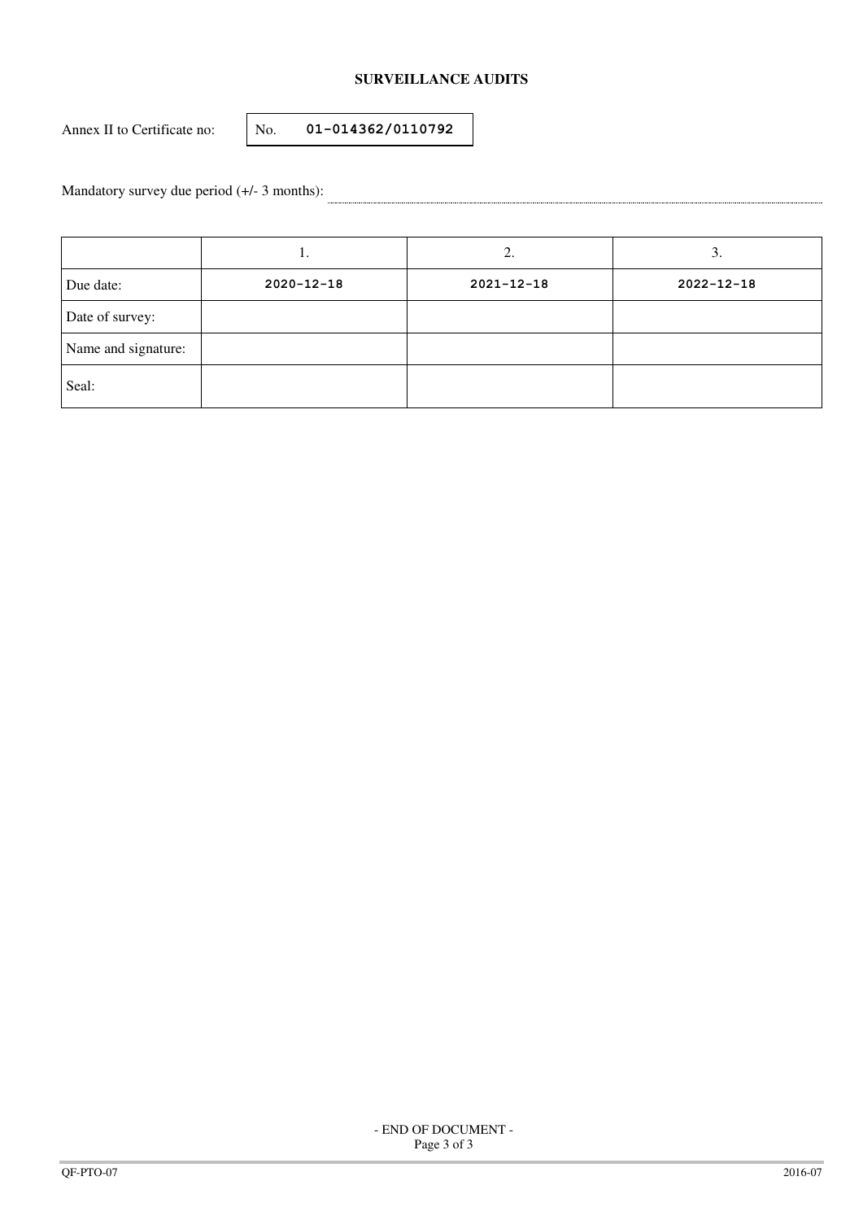# SURVEILLANCE AUDITS

Annex II to Certificate no: No. **01-014362/0110792**

Mandatory survey due period (+/- 3 months):

| | 1. | 2. | 3. |
|---|---|---|---|
| Due date: | 2020-12-18 | 2021-12-18 | 2022-12-18 |
| Date of survey: | | | |
| Name and signature: | | | |
| Seal: | | | |

- END OF DOCUMENT -

QF-PTO-07 2016-07